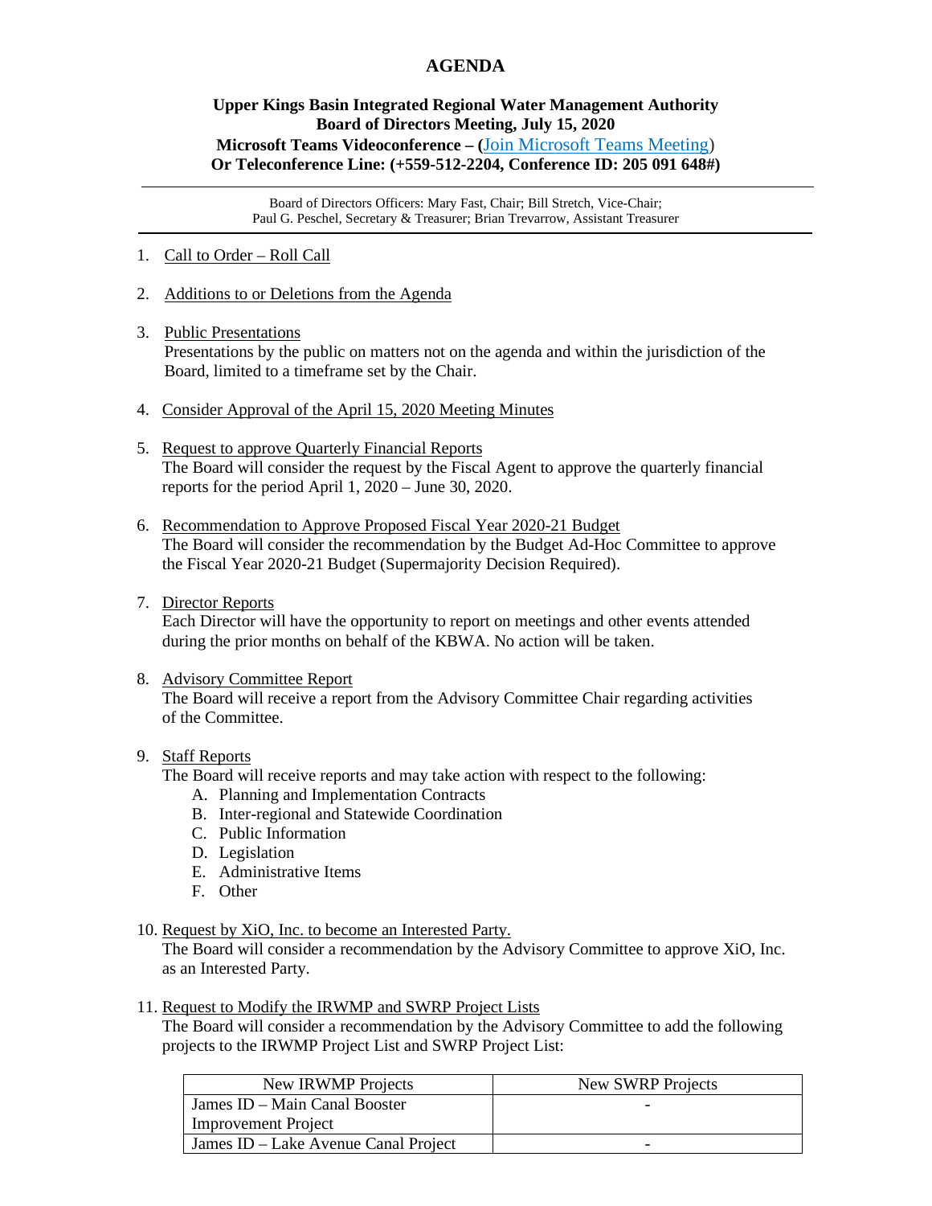# AGENDA

**Upper Kings Basin Integrated Regional Water Management Authority**
**Board of Directors Meeting, July 15, 2020**
**Microsoft Teams Videoconference – (Join Microsoft Teams Meeting)**
**Or Teleconference Line: (+559-512-2204, Conference ID: 205 091 648#)**

---

Board of Directors Officers: Mary Fast, Chair; Bill Stretch, Vice-Chair;
Paul G. Peschel, Secretary & Treasurer; Brian Trevarrow, Assistant Treasurer

---

1. Call to Order – Roll Call

2. Additions to or Deletions from the Agenda

3. Public Presentations
   Presentations by the public on matters not on the agenda and within the jurisdiction of the Board, limited to a timeframe set by the Chair.

4. Consider Approval of the April 15, 2020 Meeting Minutes

5. Request to approve Quarterly Financial Reports
   The Board will consider the request by the Fiscal Agent to approve the quarterly financial reports for the period April 1, 2020 – June 30, 2020.

6. Recommendation to Approve Proposed Fiscal Year 2020-21 Budget
   The Board will consider the recommendation by the Budget Ad-Hoc Committee to approve the Fiscal Year 2020-21 Budget (Supermajority Decision Required).

7. Director Reports
   Each Director will have the opportunity to report on meetings and other events attended during the prior months on behalf of the KBWA. No action will be taken.

8. Advisory Committee Report
   The Board will receive a report from the Advisory Committee Chair regarding activities of the Committee.

9. Staff Reports
   The Board will receive reports and may take action with respect to the following:
   A. Planning and Implementation Contracts
   B. Inter-regional and Statewide Coordination
   C. Public Information
   D. Legislation
   E. Administrative Items
   F. Other

10. Request by XiO, Inc. to become an Interested Party.
    The Board will consider a recommendation by the Advisory Committee to approve XiO, Inc. as an Interested Party.

11. Request to Modify the IRWMP and SWRP Project Lists
    The Board will consider a recommendation by the Advisory Committee to add the following projects to the IRWMP Project List and SWRP Project List:

| New IRWMP Projects | New SWRP Projects |
|---|---|
| James ID – Main Canal Booster Improvement Project | - |
| James ID – Lake Avenue Canal Project | - |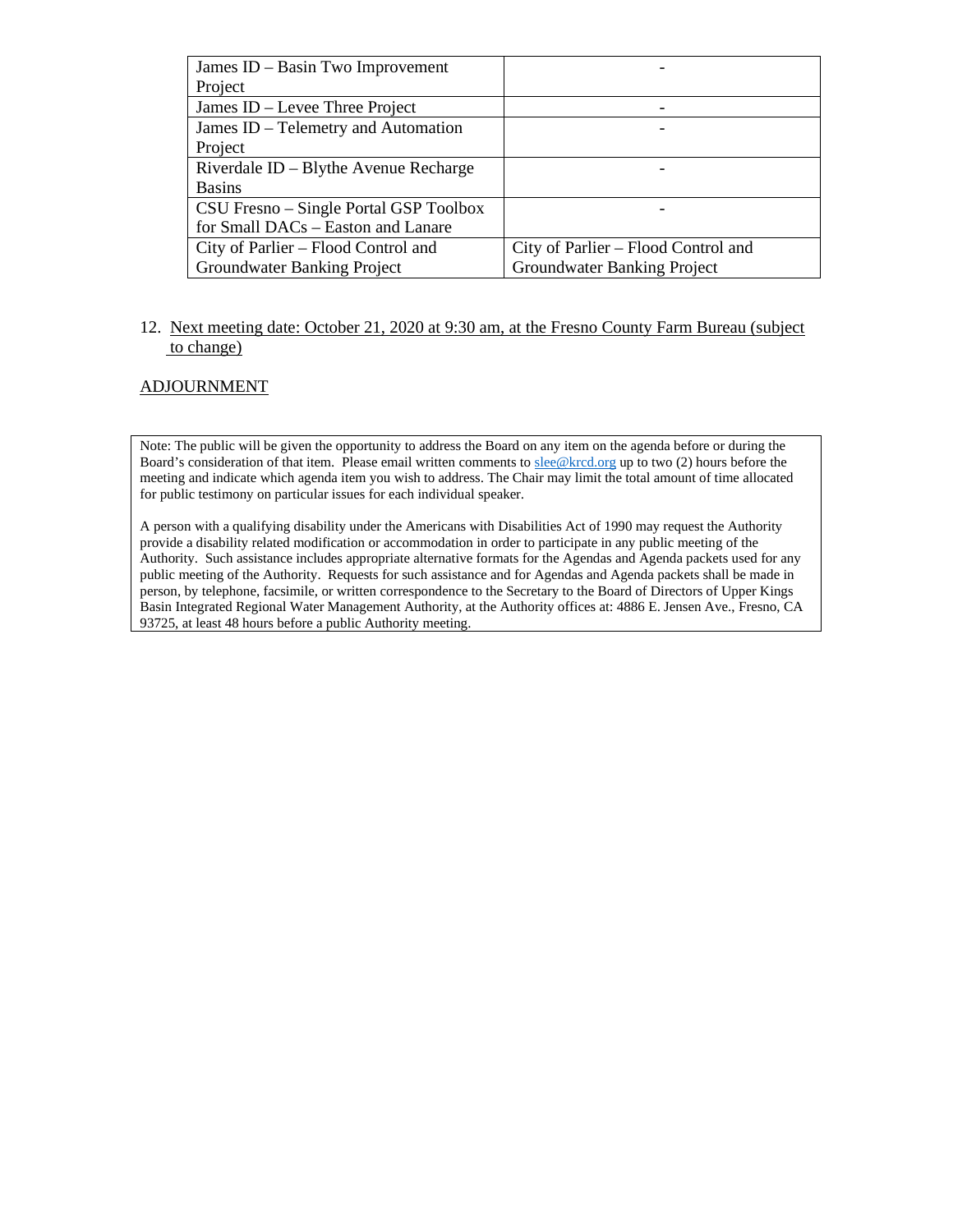| | |
|---|---|
| James ID – Basin Two Improvement Project | - |
| James ID – Levee Three Project | - |
| James ID – Telemetry and Automation Project | - |
| Riverdale ID – Blythe Avenue Recharge Basins | - |
| CSU Fresno – Single Portal GSP Toolbox for Small DACs – Easton and Lanare | - |
| City of Parlier – Flood Control and Groundwater Banking Project | City of Parlier – Flood Control and Groundwater Banking Project |

12. Next meeting date: October 21, 2020 at 9:30 am, at the Fresno County Farm Bureau (subject to change)

ADJOURNMENT

Note: The public will be given the opportunity to address the Board on any item on the agenda before or during the Board's consideration of that item. Please email written comments to slee@krcd.org up to two (2) hours before the meeting and indicate which agenda item you wish to address. The Chair may limit the total amount of time allocated for public testimony on particular issues for each individual speaker.

A person with a qualifying disability under the Americans with Disabilities Act of 1990 may request the Authority provide a disability related modification or accommodation in order to participate in any public meeting of the Authority. Such assistance includes appropriate alternative formats for the Agendas and Agenda packets used for any public meeting of the Authority. Requests for such assistance and for Agendas and Agenda packets shall be made in person, by telephone, facsimile, or written correspondence to the Secretary to the Board of Directors of Upper Kings Basin Integrated Regional Water Management Authority, at the Authority offices at: 4886 E. Jensen Ave., Fresno, CA 93725, at least 48 hours before a public Authority meeting.